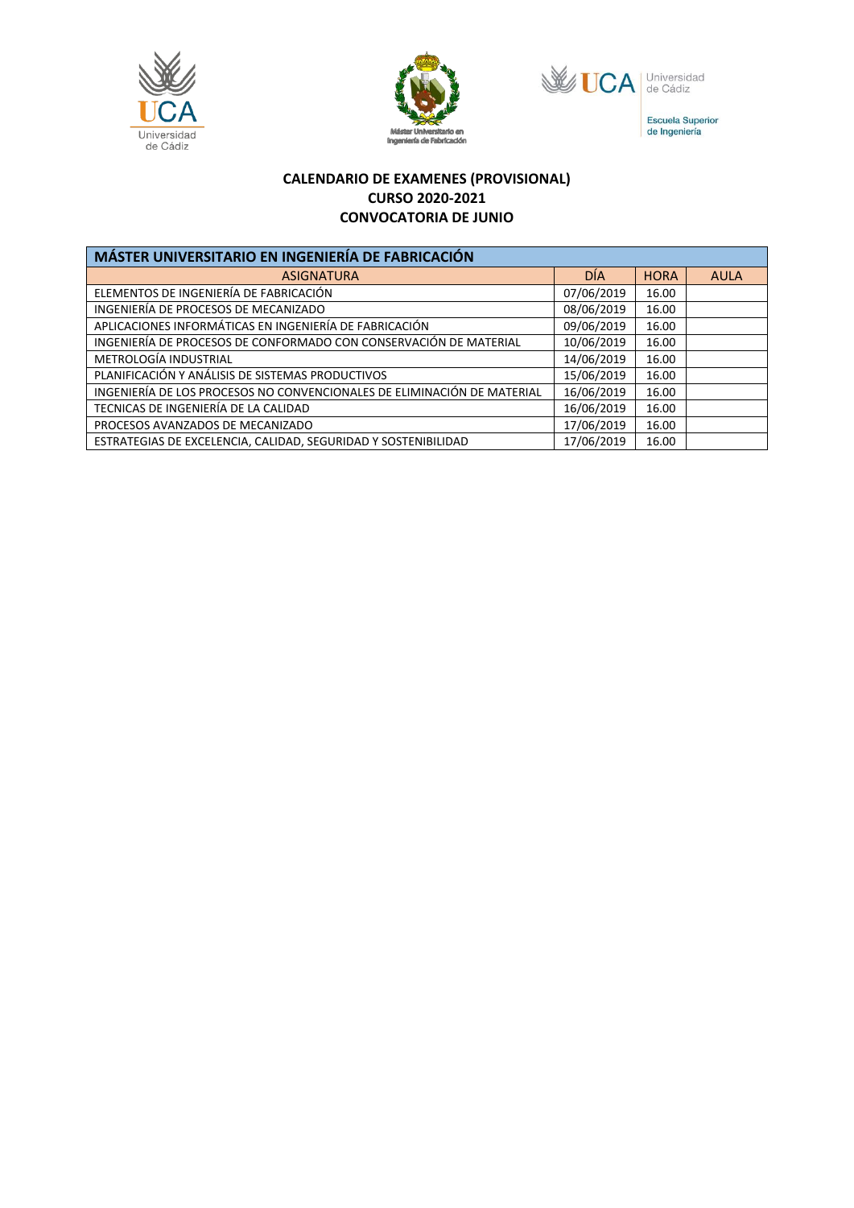# CALENDARIO DE EXAMENES (PROVISIONAL)
# CURSO 2020-2021
# CONVOCATORIA DE JUNIO

| MÁSTER UNIVERSITARIO EN INGENIERÍA DE FABRICACIÓN | | | |
|---|---|---|---|
| ASIGNATURA | DÍA | HORA | AULA |
| ELEMENTOS DE INGENIERÍA DE FABRICACIÓN | 07/06/2019 | 16.00 | |
| INGENIERÍA DE PROCESOS DE MECANIZADO | 08/06/2019 | 16.00 | |
| APLICACIONES INFORMÁTICAS EN INGENIERÍA DE FABRICACIÓN | 09/06/2019 | 16.00 | |
| INGENIERÍA DE PROCESOS DE CONFORMADO CON CONSERVACIÓN DE MATERIAL | 10/06/2019 | 16.00 | |
| METROLOGÍA INDUSTRIAL | 14/06/2019 | 16.00 | |
| PLANIFICACIÓN Y ANÁLISIS DE SISTEMAS PRODUCTIVOS | 15/06/2019 | 16.00 | |
| INGENIERÍA DE LOS PROCESOS NO CONVENCIONALES DE ELIMINACIÓN DE MATERIAL | 16/06/2019 | 16.00 | |
| TECNICAS DE INGENIERÍA DE LA CALIDAD | 16/06/2019 | 16.00 | |
| PROCESOS AVANZADOS DE MECANIZADO | 17/06/2019 | 16.00 | |
| ESTRATEGIAS DE EXCELENCIA, CALIDAD, SEGURIDAD Y SOSTENIBILIDAD | 17/06/2019 | 16.00 | |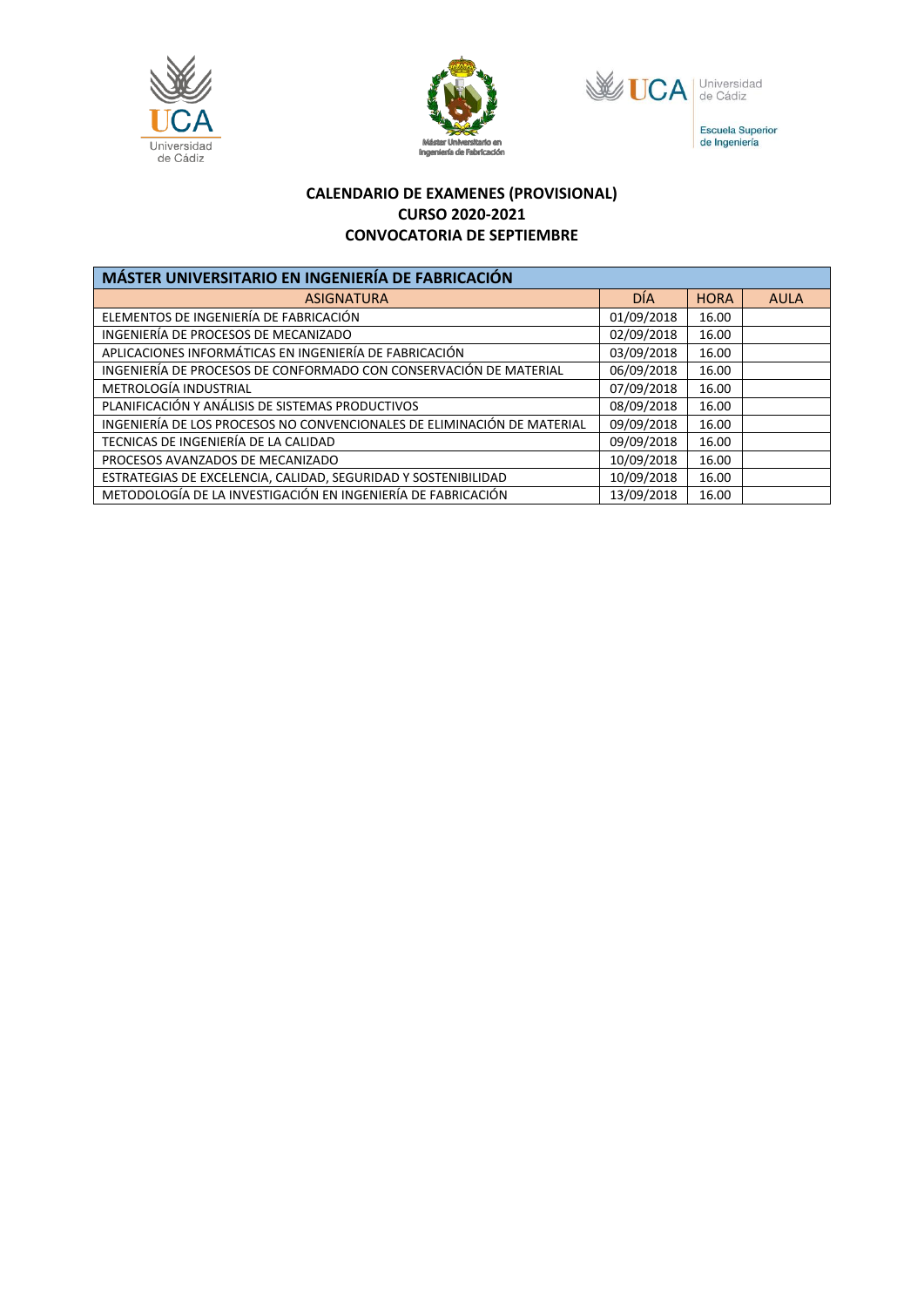**CALENDARIO DE EXAMENES (PROVISIONAL)**
**CURSO 2020-2021**
**CONVOCATORIA DE SEPTIEMBRE**

| MÁSTER UNIVERSITARIO EN INGENIERÍA DE FABRICACIÓN | | | |
|---|---|---|---|
| ASIGNATURA | DÍA | HORA | AULA |
| ELEMENTOS DE INGENIERÍA DE FABRICACIÓN | 01/09/2018 | 16.00 | |
| INGENIERÍA DE PROCESOS DE MECANIZADO | 02/09/2018 | 16.00 | |
| APLICACIONES INFORMÁTICAS EN INGENIERÍA DE FABRICACIÓN | 03/09/2018 | 16.00 | |
| INGENIERÍA DE PROCESOS DE CONFORMADO CON CONSERVACIÓN DE MATERIAL | 06/09/2018 | 16.00 | |
| METROLOGÍA INDUSTRIAL | 07/09/2018 | 16.00 | |
| PLANIFICACIÓN Y ANÁLISIS DE SISTEMAS PRODUCTIVOS | 08/09/2018 | 16.00 | |
| INGENIERÍA DE LOS PROCESOS NO CONVENCIONALES DE ELIMINACIÓN DE MATERIAL | 09/09/2018 | 16.00 | |
| TECNICAS DE INGENIERÍA DE LA CALIDAD | 09/09/2018 | 16.00 | |
| PROCESOS AVANZADOS DE MECANIZADO | 10/09/2018 | 16.00 | |
| ESTRATEGIAS DE EXCELENCIA, CALIDAD, SEGURIDAD Y SOSTENIBILIDAD | 10/09/2018 | 16.00 | |
| METODOLOGÍA DE LA INVESTIGACIÓN EN INGENIERÍA DE FABRICACIÓN | 13/09/2018 | 16.00 | |